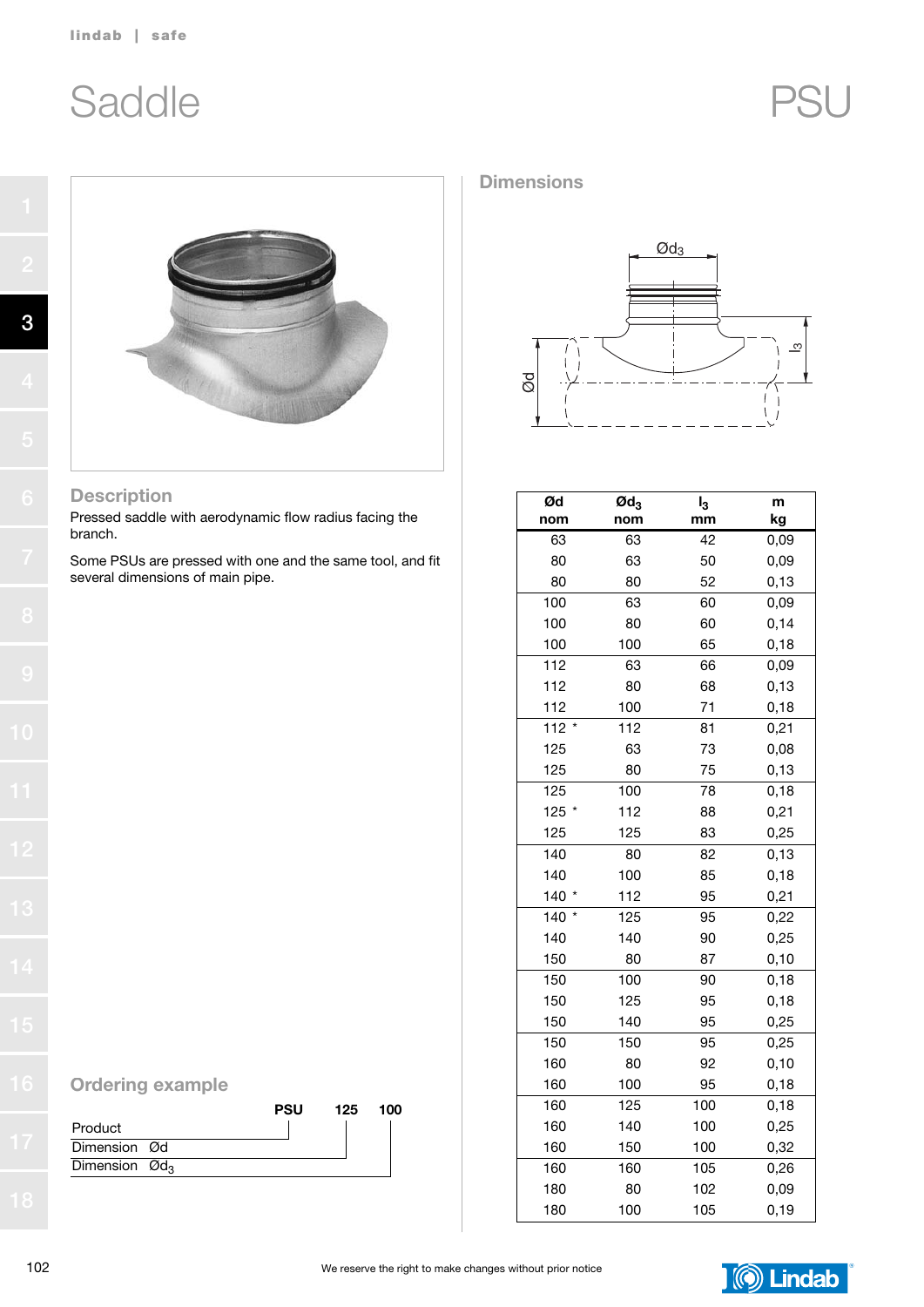# Saddle

# PSU

## Description

Pressed saddle with aerodynamic flow radius facing the branch.

Some PSUs are pressed with one and the same tool, and fit several dimensions of main pipe.

## Ordering example

| | PSU | 125 | 100 |
|---|---|---|---|
| Product | PSU | | |
| Dimension Ød | | 125 | |
| Dimension $Ød_3$ | | | 100 |

## Dimensions

| Ød nom | $Ød_3$ nom | $l_3$ mm | m kg |
|---|---|---|---|
| 63 | 63 | 42 | 0,09 |
| 80 | 63 | 50 | 0,09 |
| 80 | 80 | 52 | 0,13 |
| 100 | 63 | 60 | 0,09 |
| 100 | 80 | 60 | 0,14 |
| 100 | 100 | 65 | 0,18 |
| 112 | 63 | 66 | 0,09 |
| 112 | 80 | 68 | 0,13 |
| 112 | 100 | 71 | 0,18 |
| 112 * | 112 | 81 | 0,21 |
| 125 | 63 | 73 | 0,08 |
| 125 | 80 | 75 | 0,13 |
| 125 | 100 | 78 | 0,18 |
| 125 * | 112 | 88 | 0,21 |
| 125 | 125 | 83 | 0,25 |
| 140 | 80 | 82 | 0,13 |
| 140 | 100 | 85 | 0,18 |
| 140 * | 112 | 95 | 0,21 |
| 140 * | 125 | 95 | 0,22 |
| 140 | 140 | 90 | 0,25 |
| 150 | 80 | 87 | 0,10 |
| 150 | 100 | 90 | 0,18 |
| 150 | 125 | 95 | 0,18 |
| 150 | 140 | 95 | 0,25 |
| 150 | 150 | 95 | 0,25 |
| 160 | 80 | 92 | 0,10 |
| 160 | 100 | 95 | 0,18 |
| 160 | 125 | 100 | 0,18 |
| 160 | 140 | 100 | 0,25 |
| 160 | 150 | 100 | 0,32 |
| 160 | 160 | 105 | 0,26 |
| 180 | 80 | 102 | 0,09 |
| 180 | 100 | 105 | 0,19 |

We reserve the right to make changes without prior notice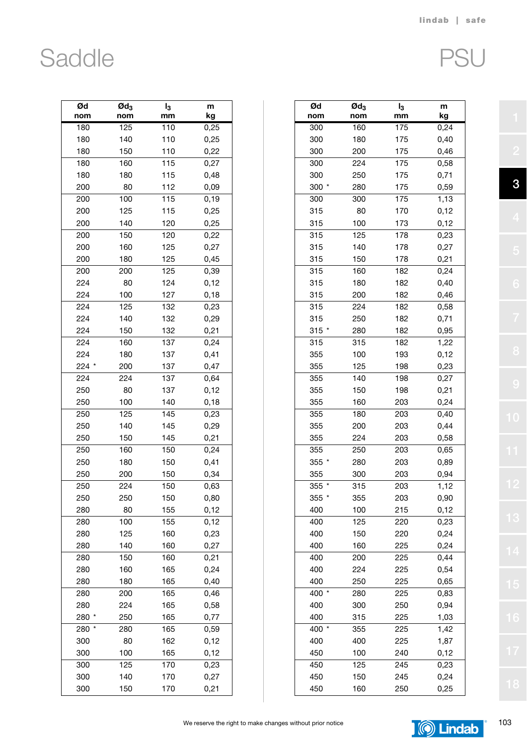# Saddle

# PSU

| Ød nom | Ød$_3$ nom | l$_3$ mm | m kg |
|---|---|---|---|
| 180 | 125 | 110 | 0,25 |
| 180 | 140 | 110 | 0,25 |
| 180 | 150 | 110 | 0,22 |
| 180 | 160 | 115 | 0,27 |
| 180 | 180 | 115 | 0,48 |
| 200 | 80 | 112 | 0,09 |
| 200 | 100 | 115 | 0,19 |
| 200 | 125 | 115 | 0,25 |
| 200 | 140 | 120 | 0,25 |
| 200 | 150 | 120 | 0,22 |
| 200 | 160 | 125 | 0,27 |
| 200 | 180 | 125 | 0,45 |
| 200 | 200 | 125 | 0,39 |
| 224 | 80 | 124 | 0,12 |
| 224 | 100 | 127 | 0,18 |
| 224 | 125 | 132 | 0,23 |
| 224 | 140 | 132 | 0,29 |
| 224 | 150 | 132 | 0,21 |
| 224 | 160 | 137 | 0,24 |
| 224 | 180 | 137 | 0,41 |
| 224 * | 200 | 137 | 0,47 |
| 224 | 224 | 137 | 0,64 |
| 250 | 80 | 137 | 0,12 |
| 250 | 100 | 140 | 0,18 |
| 250 | 125 | 145 | 0,23 |
| 250 | 140 | 145 | 0,29 |
| 250 | 150 | 145 | 0,21 |
| 250 | 160 | 150 | 0,24 |
| 250 | 180 | 150 | 0,41 |
| 250 | 200 | 150 | 0,34 |
| 250 | 224 | 150 | 0,63 |
| 250 | 250 | 150 | 0,80 |
| 280 | 80 | 155 | 0,12 |
| 280 | 100 | 155 | 0,12 |
| 280 | 125 | 160 | 0,23 |
| 280 | 140 | 160 | 0,27 |
| 280 | 150 | 160 | 0,21 |
| 280 | 160 | 165 | 0,24 |
| 280 | 180 | 165 | 0,40 |
| 280 | 200 | 165 | 0,46 |
| 280 | 224 | 165 | 0,58 |
| 280 * | 250 | 165 | 0,77 |
| 280 * | 280 | 165 | 0,59 |
| 300 | 80 | 162 | 0,12 |
| 300 | 100 | 165 | 0,12 |
| 300 | 125 | 170 | 0,23 |
| 300 | 140 | 170 | 0,27 |
| 300 | 150 | 170 | 0,21 |

| Ød nom | Ød$_3$ nom | l$_3$ mm | m kg |
|---|---|---|---|
| 300 | 160 | 175 | 0,24 |
| 300 | 180 | 175 | 0,40 |
| 300 | 200 | 175 | 0,46 |
| 300 | 224 | 175 | 0,58 |
| 300 | 250 | 175 | 0,71 |
| 300 * | 280 | 175 | 0,59 |
| 300 | 300 | 175 | 1,13 |
| 315 | 80 | 170 | 0,12 |
| 315 | 100 | 173 | 0,12 |
| 315 | 125 | 178 | 0,23 |
| 315 | 140 | 178 | 0,27 |
| 315 | 150 | 178 | 0,21 |
| 315 | 160 | 182 | 0,24 |
| 315 | 180 | 182 | 0,40 |
| 315 | 200 | 182 | 0,46 |
| 315 | 224 | 182 | 0,58 |
| 315 | 250 | 182 | 0,71 |
| 315 * | 280 | 182 | 0,95 |
| 315 | 315 | 182 | 1,22 |
| 355 | 100 | 193 | 0,12 |
| 355 | 125 | 198 | 0,23 |
| 355 | 140 | 198 | 0,27 |
| 355 | 150 | 198 | 0,21 |
| 355 | 160 | 203 | 0,24 |
| 355 | 180 | 203 | 0,40 |
| 355 | 200 | 203 | 0,44 |
| 355 | 224 | 203 | 0,58 |
| 355 | 250 | 203 | 0,65 |
| 355 * | 280 | 203 | 0,89 |
| 355 | 300 | 203 | 0,94 |
| 355 * | 315 | 203 | 1,12 |
| 355 * | 355 | 203 | 0,90 |
| 400 | 100 | 215 | 0,12 |
| 400 | 125 | 220 | 0,23 |
| 400 | 150 | 220 | 0,24 |
| 400 | 160 | 225 | 0,24 |
| 400 | 200 | 225 | 0,44 |
| 400 | 224 | 225 | 0,54 |
| 400 | 250 | 225 | 0,65 |
| 400 * | 280 | 225 | 0,83 |
| 400 | 300 | 250 | 0,94 |
| 400 | 315 | 225 | 1,03 |
| 400 * | 355 | 225 | 1,42 |
| 400 | 400 | 225 | 1,87 |
| 450 | 100 | 240 | 0,12 |
| 450 | 125 | 245 | 0,23 |
| 450 | 150 | 245 | 0,24 |
| 450 | 160 | 250 | 0,25 |

We reserve the right to make changes without prior notice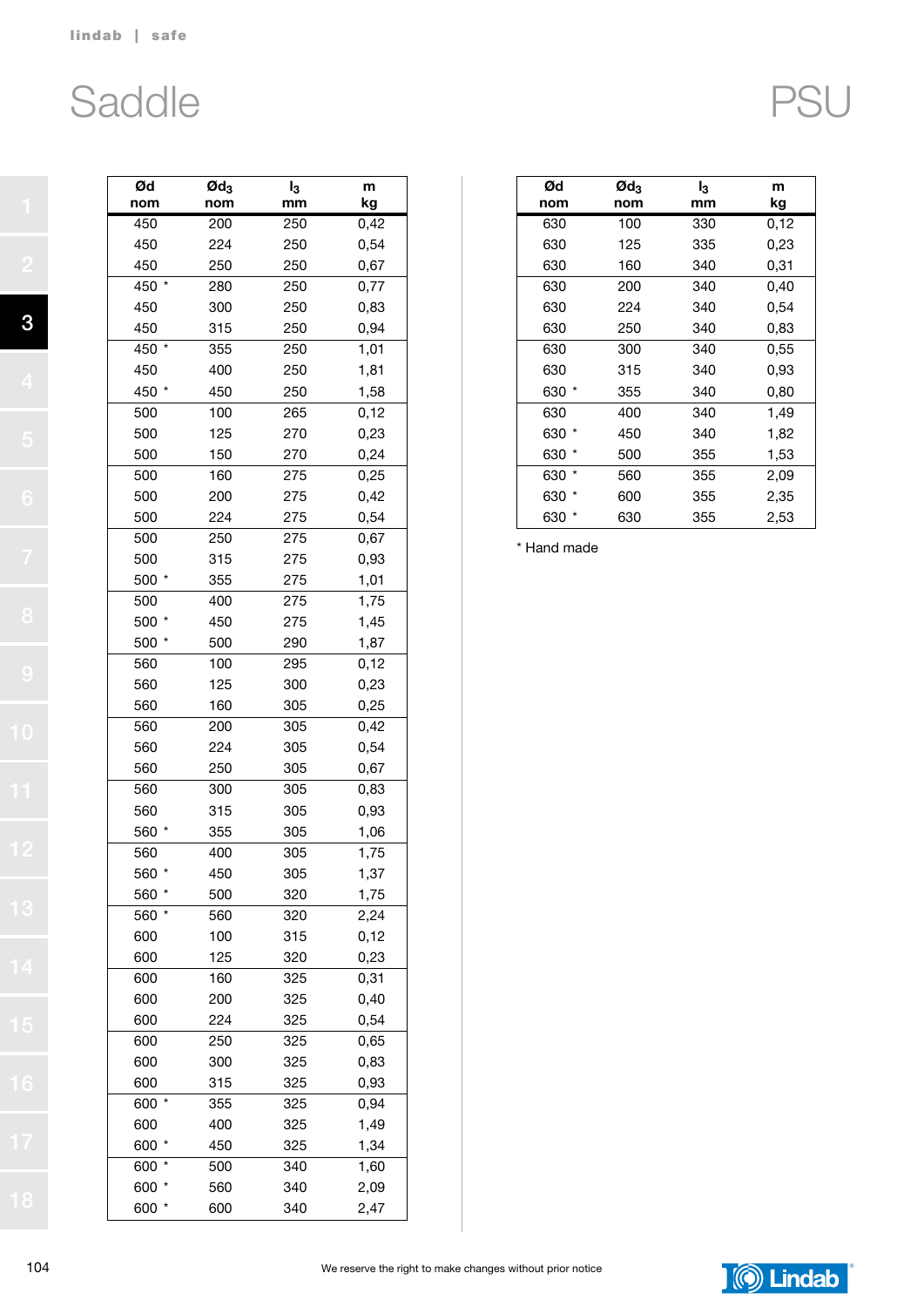# Saddle

# PSU

| Ød nom | Ød$_3$ nom | l$_3$ mm | m kg |
|---|---|---|---|
| 450 | 200 | 250 | 0,42 |
| 450 | 224 | 250 | 0,54 |
| 450 | 250 | 250 | 0,67 |
| 450 * | 280 | 250 | 0,77 |
| 450 | 300 | 250 | 0,83 |
| 450 | 315 | 250 | 0,94 |
| 450 * | 355 | 250 | 1,01 |
| 450 | 400 | 250 | 1,81 |
| 450 * | 450 | 250 | 1,58 |
| 500 | 100 | 265 | 0,12 |
| 500 | 125 | 270 | 0,23 |
| 500 | 150 | 270 | 0,24 |
| 500 | 160 | 275 | 0,25 |
| 500 | 200 | 275 | 0,42 |
| 500 | 224 | 275 | 0,54 |
| 500 | 250 | 275 | 0,67 |
| 500 | 315 | 275 | 0,93 |
| 500 * | 355 | 275 | 1,01 |
| 500 | 400 | 275 | 1,75 |
| 500 * | 450 | 275 | 1,45 |
| 500 * | 500 | 290 | 1,87 |
| 560 | 100 | 295 | 0,12 |
| 560 | 125 | 300 | 0,23 |
| 560 | 160 | 305 | 0,25 |
| 560 | 200 | 305 | 0,42 |
| 560 | 224 | 305 | 0,54 |
| 560 | 250 | 305 | 0,67 |
| 560 | 300 | 305 | 0,83 |
| 560 | 315 | 305 | 0,93 |
| 560 * | 355 | 305 | 1,06 |
| 560 | 400 | 305 | 1,75 |
| 560 * | 450 | 305 | 1,37 |
| 560 * | 500 | 320 | 1,75 |
| 560 * | 560 | 320 | 2,24 |
| 600 | 100 | 315 | 0,12 |
| 600 | 125 | 320 | 0,23 |
| 600 | 160 | 325 | 0,31 |
| 600 | 200 | 325 | 0,40 |
| 600 | 224 | 325 | 0,54 |
| 600 | 250 | 325 | 0,65 |
| 600 | 300 | 325 | 0,83 |
| 600 | 315 | 325 | 0,93 |
| 600 * | 355 | 325 | 0,94 |
| 600 | 400 | 325 | 1,49 |
| 600 * | 450 | 325 | 1,34 |
| 600 * | 500 | 340 | 1,60 |
| 600 * | 560 | 340 | 2,09 |
| 600 * | 600 | 340 | 2,47 |

| Ød nom | Ød$_3$ nom | l$_3$ mm | m kg |
|---|---|---|---|
| 630 | 100 | 330 | 0,12 |
| 630 | 125 | 335 | 0,23 |
| 630 | 160 | 340 | 0,31 |
| 630 | 200 | 340 | 0,40 |
| 630 | 224 | 340 | 0,54 |
| 630 | 250 | 340 | 0,83 |
| 630 | 300 | 340 | 0,55 |
| 630 | 315 | 340 | 0,93 |
| 630 * | 355 | 340 | 0,80 |
| 630 | 400 | 340 | 1,49 |
| 630 * | 450 | 340 | 1,82 |
| 630 * | 500 | 355 | 1,53 |
| 630 * | 560 | 355 | 2,09 |
| 630 * | 600 | 355 | 2,35 |
| 630 * | 630 | 355 | 2,53 |

* Hand made

We reserve the right to make changes without prior notice